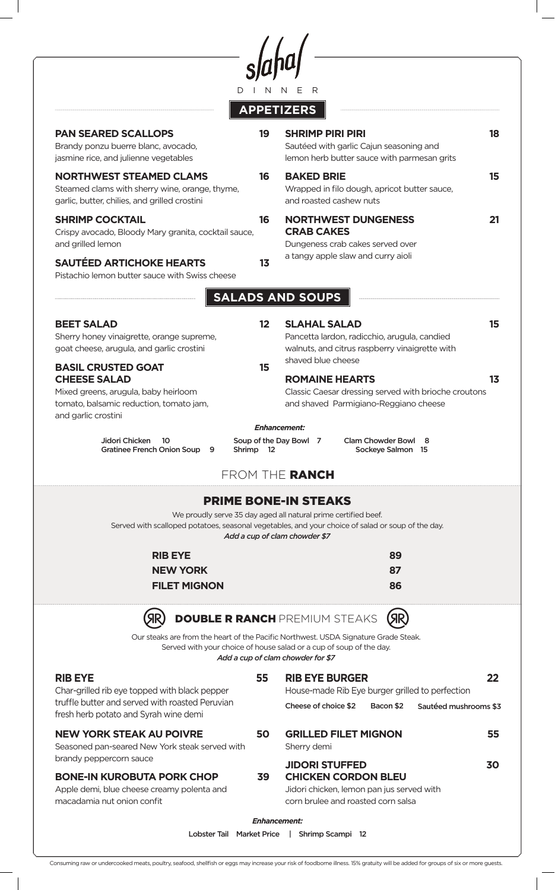# slahal

DINNER

## APPETIZERS

**PAN SEARED SCALLOPS** 19
Brandy ponzu buerre blanc, avocado, jasmine rice, and julienne vegetables

**NORTHWEST STEAMED CLAMS** 16
Steamed clams with sherry wine, orange, thyme, garlic, butter, chilies, and grilled crostini

**SHRIMP COCKTAIL** 16
Crispy avocado, Bloody Mary granita, cocktail sauce, and grilled lemon

**SAUTÉED ARTICHOKE HEARTS** 13
Pistachio lemon butter sauce with Swiss cheese

**SHRIMP PIRI PIRI** 18
Sautéed with garlic Cajun seasoning and lemon herb butter sauce with parmesan grits

**BAKED BRIE** 15
Wrapped in filo dough, apricot butter sauce, and roasted cashew nuts

**NORTHWEST DUNGENESS CRAB CAKES** 21
Dungeness crab cakes served over a tangy apple slaw and curry aioli

## SALADS AND SOUPS

**BEET SALAD** 12
Sherry honey vinaigrette, orange supreme, goat cheese, arugula, and garlic crostini

**BASIL CRUSTED GOAT CHEESE SALAD** 15
Mixed greens, arugula, baby heirloom tomato, balsamic reduction, tomato jam, and garlic crostini

**SLAHAL SALAD** 15
Pancetta lardon, radicchio, arugula, candied walnuts, and citrus raspberry vinaigrette with shaved blue cheese

**ROMAINE HEARTS** 13
Classic Caesar dressing served with brioche croutons and shaved Parmigiano-Reggiano cheese

*Enhancement:*

Jidori Chicken 10 | Gratinee French Onion Soup 9 | Soup of the Day Bowl 7 | Shrimp 12 | Clam Chowder Bowl 8 | Sockeye Salmon 15

## FROM THE RANCH

### PRIME BONE-IN STEAKS

We proudly serve 35 day aged all natural prime certified beef.
Served with scalloped potatoes, seasonal vegetables, and your choice of salad or soup of the day.
*Add a cup of clam chowder $7*

**RIB EYE** 89
**NEW YORK** 87
**FILET MIGNON** 86

### DOUBLE R RANCH PREMIUM STEAKS

Our steaks are from the heart of the Pacific Northwest. USDA Signature Grade Steak.
Served with your choice of house salad or a cup of soup of the day.
*Add a cup of clam chowder for $7*

**RIB EYE** 55
Char-grilled rib eye topped with black pepper truffle butter and served with roasted Peruvian fresh herb potato and Syrah wine demi

**NEW YORK STEAK AU POIVRE** 50
Seasoned pan-seared New York steak served with brandy peppercorn sauce

**BONE-IN KUROBUTA PORK CHOP** 39
Apple demi, blue cheese creamy polenta and macadamia nut onion confit

**RIB EYE BURGER** 22
House-made Rib Eye burger grilled to perfection
Cheese of choice $2 | Bacon $2 | Sautéed mushrooms $3

**GRILLED FILET MIGNON** 55
Sherry demi

**JIDORI STUFFED CHICKEN CORDON BLEU** 30
Jidori chicken, lemon pan jus served with corn brulee and roasted corn salsa

*Enhancement:*

Lobster Tail Market Price | Shrimp Scampi 12

Consuming raw or undercooked meats, poultry, seafood, shellfish or eggs may increase your risk of foodborne illness. 15% gratuity will be added for groups of six or more guests.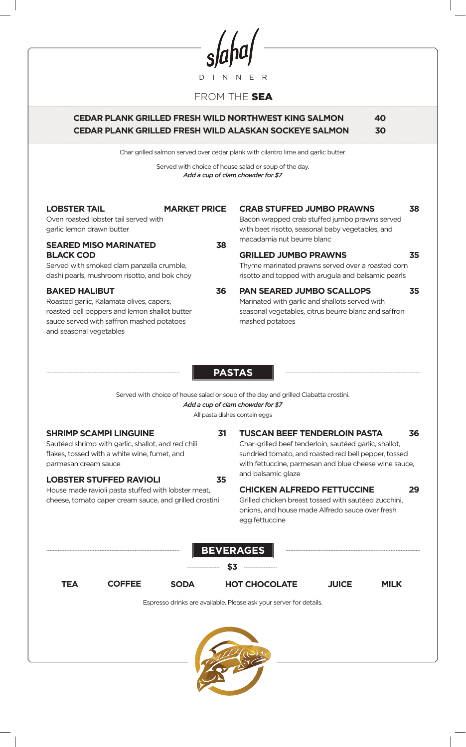# slahal

DINNER

## FROM THE SEA

**CEDAR PLANK GRILLED FRESH WILD NORTHWEST KING SALMON** 40

**CEDAR PLANK GRILLED FRESH WILD ALASKAN SOCKEYE SALMON** 30

Char grilled salmon served over cedar plank with cilantro lime and garlic butter.

Served with choice of house salad or soup of the day.
*Add a cup of clam chowder for $7*

**LOBSTER TAIL** MARKET PRICE
Oven roasted lobster tail served with garlic lemon drawn butter

**SEARED MISO MARINATED BLACK COD** 38
Served with smoked clam panzella crumble, dashi pearls, mushroom risotto, and bok choy

**BAKED HALIBUT** 36
Roasted garlic, Kalamata olives, capers, roasted bell peppers and lemon shallot butter sauce served with saffron mashed potatoes and seasonal vegetables

**CRAB STUFFED JUMBO PRAWNS** 38
Bacon wrapped crab stuffed jumbo prawns served with beet risotto, seasonal baby vegetables, and macadamia nut beurre blanc

**GRILLED JUMBO PRAWNS** 35
Thyme marinated prawns served over a roasted corn risotto and topped with arugula and balsamic pearls

**PAN SEARED JUMBO SCALLOPS** 35
Marinated with garlic and shallots served with seasonal vegetables, citrus beurre blanc and saffron mashed potatoes

## PASTAS

Served with choice of house salad or soup of the day and grilled Ciabatta crostini.
*Add a cup of clam chowder for $7*
All pasta dishes contain eggs

**SHRIMP SCAMPI LINGUINE** 31
Sautéed shrimp with garlic, shallot, and red chili flakes, tossed with a white wine, fumet, and parmesan cream sauce

**LOBSTER STUFFED RAVIOLI** 35
House made ravioli pasta stuffed with lobster meat, cheese, tomato caper cream sauce, and grilled crostini

**TUSCAN BEEF TENDERLOIN PASTA** 36
Char-grilled beef tenderloin, sautéed garlic, shallot, sundried tomato, and roasted red bell pepper, tossed with fettuccine, parmesan and blue cheese wine sauce, and balsamic glaze

**CHICKEN ALFREDO FETTUCCINE** 29
Grilled chicken breast tossed with sautéed zucchini, onions, and house made Alfredo sauce over fresh egg fettuccine

## BEVERAGES

**$3**

**TEA** **COFFEE** **SODA** **HOT CHOCOLATE** **JUICE** **MILK**

Espresso drinks are available. Please ask your server for details.